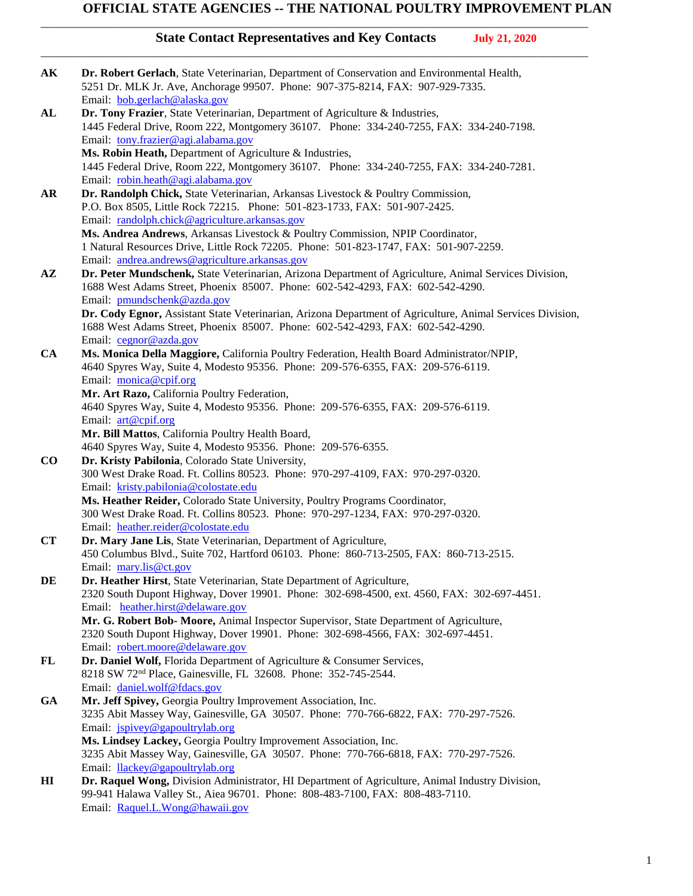# OFFICIAL STATE AGENCIES -- THE NATIONAL POULTRY IMPROVEMENT PLAN

## State Contact Representatives and Key Contacts July 21, 2020

**AK**
**Dr. Robert Gerlach**, State Veterinarian, Department of Conservation and Environmental Health,
5251 Dr. MLK Jr. Ave, Anchorage 99507. Phone: 907-375-8214, FAX: 907-929-7335.
Email: bob.gerlach@alaska.gov

**AL**
**Dr. Tony Frazier**, State Veterinarian, Department of Agriculture & Industries,
1445 Federal Drive, Room 222, Montgomery 36107. Phone: 334-240-7255, FAX: 334-240-7198.
Email: tony.frazier@agi.alabama.gov

**Ms. Robin Heath,** Department of Agriculture & Industries,
1445 Federal Drive, Room 222, Montgomery 36107. Phone: 334-240-7255, FAX: 334-240-7281.
Email: robin.heath@agi.alabama.gov

**AR**
**Dr. Randolph Chick,** State Veterinarian, Arkansas Livestock & Poultry Commission,
P.O. Box 8505, Little Rock 72215. Phone: 501-823-1733, FAX: 501-907-2425.
Email: randolph.chick@agriculture.arkansas.gov

**Ms. Andrea Andrews**, Arkansas Livestock & Poultry Commission, NPIP Coordinator,
1 Natural Resources Drive, Little Rock 72205. Phone: 501-823-1747, FAX: 501-907-2259.
Email: andrea.andrews@agriculture.arkansas.gov

**AZ**
**Dr. Peter Mundschenk,** State Veterinarian, Arizona Department of Agriculture, Animal Services Division,
1688 West Adams Street, Phoenix 85007. Phone: 602-542-4293, FAX: 602-542-4290.
Email: pmundschenk@azda.gov

**Dr. Cody Egnor,** Assistant State Veterinarian, Arizona Department of Agriculture, Animal Services Division,
1688 West Adams Street, Phoenix 85007. Phone: 602-542-4293, FAX: 602-542-4290.
Email: cegnor@azda.gov

**CA**
**Ms. Monica Della Maggiore,** California Poultry Federation, Health Board Administrator/NPIP,
4640 Spyres Way, Suite 4, Modesto 95356. Phone: 209-576-6355, FAX: 209-576-6119.
Email: monica@cpif.org

**Mr. Art Razo,** California Poultry Federation,
4640 Spyres Way, Suite 4, Modesto 95356. Phone: 209-576-6355, FAX: 209-576-6119.
Email: art@cpif.org

**Mr. Bill Mattos**, California Poultry Health Board,
4640 Spyres Way, Suite 4, Modesto 95356. Phone: 209-576-6355.

**CO**
**Dr. Kristy Pabilonia**, Colorado State University,
300 West Drake Road. Ft. Collins 80523. Phone: 970-297-4109, FAX: 970-297-0320.
Email: kristy.pabilonia@colostate.edu

**Ms. Heather Reider,** Colorado State University, Poultry Programs Coordinator,
300 West Drake Road. Ft. Collins 80523. Phone: 970-297-1234, FAX: 970-297-0320.
Email: heather.reider@colostate.edu

**CT**
**Dr. Mary Jane Lis**, State Veterinarian, Department of Agriculture,
450 Columbus Blvd., Suite 702, Hartford 06103. Phone: 860-713-2505, FAX: 860-713-2515.
Email: mary.lis@ct.gov

**DE**
**Dr. Heather Hirst**, State Veterinarian, State Department of Agriculture,
2320 South Dupont Highway, Dover 19901. Phone: 302-698-4500, ext. 4560, FAX: 302-697-4451.
Email: heather.hirst@delaware.gov

**Mr. G. Robert Bob- Moore,** Animal Inspector Supervisor, State Department of Agriculture,
2320 South Dupont Highway, Dover 19901. Phone: 302-698-4566, FAX: 302-697-4451.
Email: robert.moore@delaware.gov

**FL**
**Dr. Daniel Wolf,** Florida Department of Agriculture & Consumer Services,
8218 SW 72nd Place, Gainesville, FL 32608. Phone: 352-745-2544.
Email: daniel.wolf@fdacs.gov

**GA**
**Mr. Jeff Spivey,** Georgia Poultry Improvement Association, Inc.
3235 Abit Massey Way, Gainesville, GA 30507. Phone: 770-766-6822, FAX: 770-297-7526.
Email: jspivey@gapoultrylab.org

**Ms. Lindsey Lackey,** Georgia Poultry Improvement Association, Inc.
3235 Abit Massey Way, Gainesville, GA 30507. Phone: 770-766-6818, FAX: 770-297-7526.
Email: llackey@gapoultrylab.org

**HI**
**Dr. Raquel Wong,** Division Administrator, HI Department of Agriculture, Animal Industry Division,
99-941 Halawa Valley St., Aiea 96701. Phone: 808-483-7100, FAX: 808-483-7110.
Email: Raquel.L.Wong@hawaii.gov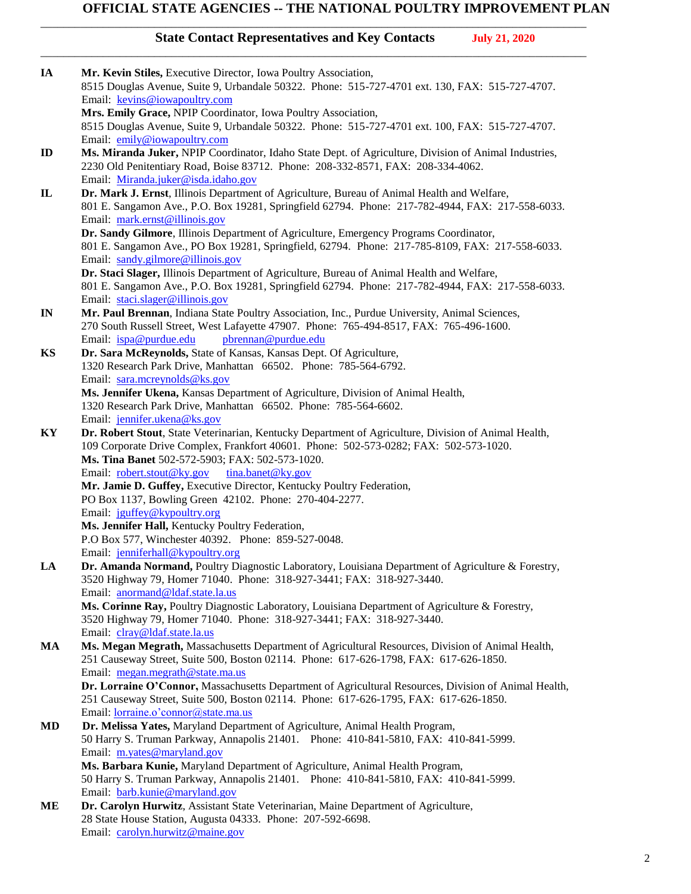# OFFICIAL STATE AGENCIES -- THE NATIONAL POULTRY IMPROVEMENT PLAN

## State Contact Representatives and Key Contacts July 21, 2020

**IA** **Mr. Kevin Stiles,** Executive Director, Iowa Poultry Association,
8515 Douglas Avenue, Suite 9, Urbandale 50322. Phone: 515-727-4701 ext. 130, FAX: 515-727-4707.
Email: kevins@iowapoultry.com
**Mrs. Emily Grace,** NPIP Coordinator, Iowa Poultry Association,
8515 Douglas Avenue, Suite 9, Urbandale 50322. Phone: 515-727-4701 ext. 100, FAX: 515-727-4707.
Email: emily@iowapoultry.com

**ID** **Ms. Miranda Juker,** NPIP Coordinator, Idaho State Dept. of Agriculture, Division of Animal Industries,
2230 Old Penitentiary Road, Boise 83712. Phone: 208-332-8571, FAX: 208-334-4062.
Email: Miranda.juker@isda.idaho.gov

**IL** **Dr. Mark J. Ernst**, Illinois Department of Agriculture, Bureau of Animal Health and Welfare,
801 E. Sangamon Ave., P.O. Box 19281, Springfield 62794. Phone: 217-782-4944, FAX: 217-558-6033.
Email: mark.ernst@illinois.gov
**Dr. Sandy Gilmore**, Illinois Department of Agriculture, Emergency Programs Coordinator,
801 E. Sangamon Ave., PO Box 19281, Springfield, 62794. Phone: 217-785-8109, FAX: 217-558-6033.
Email: sandy.gilmore@illinois.gov
**Dr. Staci Slager,** Illinois Department of Agriculture, Bureau of Animal Health and Welfare,
801 E. Sangamon Ave., P.O. Box 19281, Springfield 62794. Phone: 217-782-4944, FAX: 217-558-6033.
Email: staci.slager@illinois.gov

**IN** **Mr. Paul Brennan**, Indiana State Poultry Association, Inc., Purdue University, Animal Sciences,
270 South Russell Street, West Lafayette 47907. Phone: 765-494-8517, FAX: 765-496-1600.
Email: ispa@purdue.edu pbrennan@purdue.edu

**KS** **Dr. Sara McReynolds,** State of Kansas, Kansas Dept. Of Agriculture,
1320 Research Park Drive, Manhattan 66502. Phone: 785-564-6792.
Email: sara.mcreynolds@ks.gov
**Ms. Jennifer Ukena,** Kansas Department of Agriculture, Division of Animal Health,
1320 Research Park Drive, Manhattan 66502. Phone: 785-564-6602.
Email: jennifer.ukena@ks.gov

**KY** **Dr. Robert Stout**, State Veterinarian, Kentucky Department of Agriculture, Division of Animal Health,
109 Corporate Drive Complex, Frankfort 40601. Phone: 502-573-0282; FAX: 502-573-1020.
**Ms. Tina Banet** 502-572-5903; FAX: 502-573-1020.
Email: robert.stout@ky.gov tina.banet@ky.gov
**Mr. Jamie D. Guffey,** Executive Director, Kentucky Poultry Federation,
PO Box 1137, Bowling Green 42102. Phone: 270-404-2277.
Email: jguffey@kypoultry.org
**Ms. Jennifer Hall,** Kentucky Poultry Federation,
P.O Box 577, Winchester 40392. Phone: 859-527-0048.
Email: jenniferhall@kypoultry.org

**LA** **Dr. Amanda Normand,** Poultry Diagnostic Laboratory, Louisiana Department of Agriculture & Forestry,
3520 Highway 79, Homer 71040. Phone: 318-927-3441; FAX: 318-927-3440.
Email: anormand@ldaf.state.la.us
**Ms. Corinne Ray,** Poultry Diagnostic Laboratory, Louisiana Department of Agriculture & Forestry,
3520 Highway 79, Homer 71040. Phone: 318-927-3441; FAX: 318-927-3440.
Email: clray@ldaf.state.la.us

**MA** **Ms. Megan Megrath,** Massachusetts Department of Agricultural Resources, Division of Animal Health,
251 Causeway Street, Suite 500, Boston 02114. Phone: 617-626-1798, FAX: 617-626-1850.
Email: megan.megrath@state.ma.us
**Dr. Lorraine O'Connor,** Massachusetts Department of Agricultural Resources, Division of Animal Health,
251 Causeway Street, Suite 500, Boston 02114. Phone: 617-626-1795, FAX: 617-626-1850.
Email: lorraine.o'connor@state.ma.us

**MD** **Dr. Melissa Yates,** Maryland Department of Agriculture, Animal Health Program,
50 Harry S. Truman Parkway, Annapolis 21401. Phone: 410-841-5810, FAX: 410-841-5999.
Email: m.yates@maryland.gov
**Ms. Barbara Kunie,** Maryland Department of Agriculture, Animal Health Program,
50 Harry S. Truman Parkway, Annapolis 21401. Phone: 410-841-5810, FAX: 410-841-5999.
Email: barb.kunie@maryland.gov

**ME** **Dr. Carolyn Hurwitz**, Assistant State Veterinarian, Maine Department of Agriculture,
28 State House Station, Augusta 04333. Phone: 207-592-6698.
Email: carolyn.hurwitz@maine.gov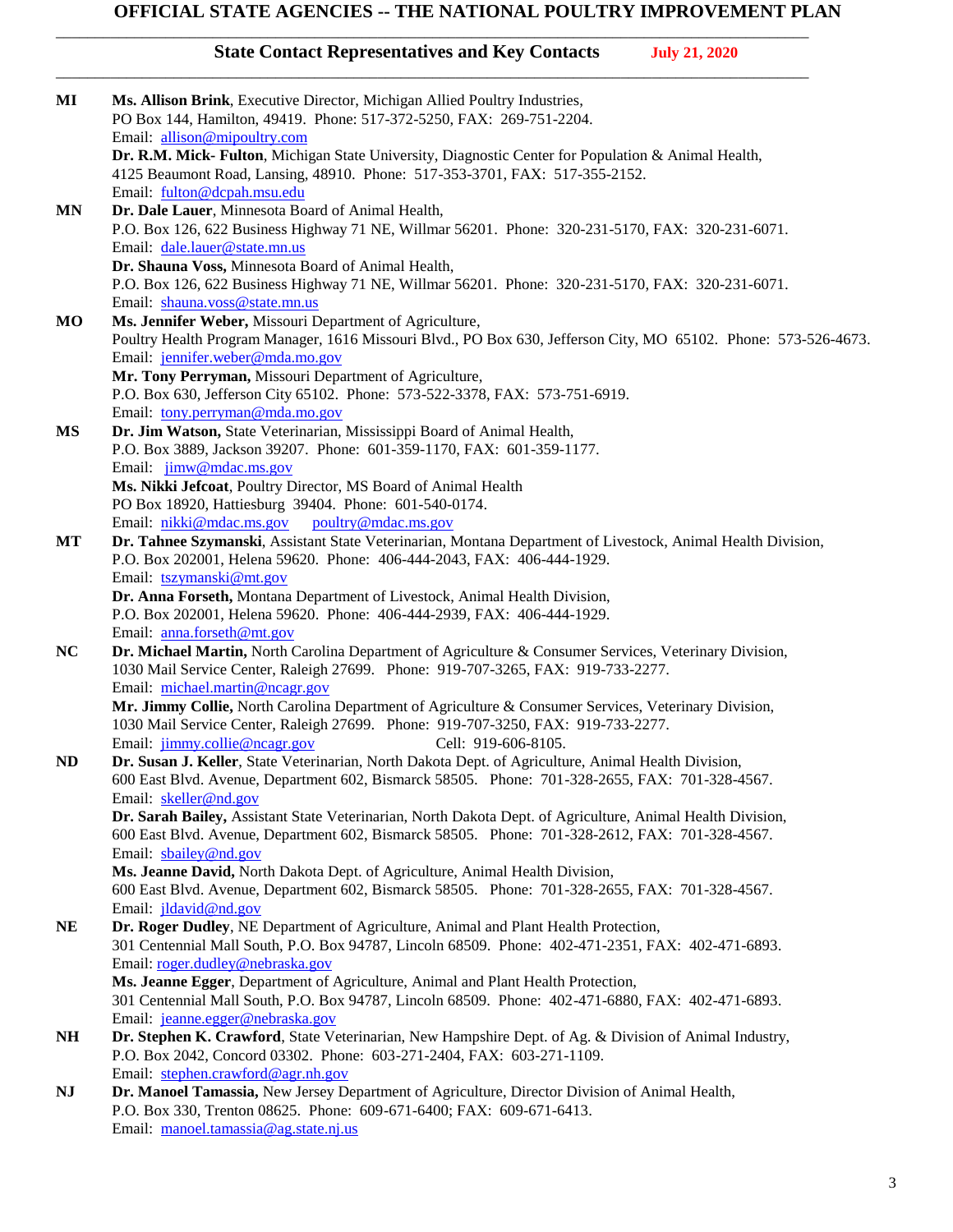# OFFICIAL STATE AGENCIES -- THE NATIONAL POULTRY IMPROVEMENT PLAN

## State Contact Representatives and Key Contacts July 21, 2020

**MI**

**Ms. Allison Brink**, Executive Director, Michigan Allied Poultry Industries,
PO Box 144, Hamilton, 49419. Phone: 517-372-5250, FAX: 269-751-2204.
Email: allison@mipoultry.com

**Dr. R.M. Mick- Fulton**, Michigan State University, Diagnostic Center for Population & Animal Health,
4125 Beaumont Road, Lansing, 48910. Phone: 517-353-3701, FAX: 517-355-2152.
Email: fulton@dcpah.msu.edu

**MN**

**Dr. Dale Lauer**, Minnesota Board of Animal Health,
P.O. Box 126, 622 Business Highway 71 NE, Willmar 56201. Phone: 320-231-5170, FAX: 320-231-6071.
Email: dale.lauer@state.mn.us

**Dr. Shauna Voss,** Minnesota Board of Animal Health,
P.O. Box 126, 622 Business Highway 71 NE, Willmar 56201. Phone: 320-231-5170, FAX: 320-231-6071.
Email: shauna.voss@state.mn.us

**MO**

**Ms. Jennifer Weber,** Missouri Department of Agriculture,
Poultry Health Program Manager, 1616 Missouri Blvd., PO Box 630, Jefferson City, MO 65102. Phone: 573-526-4673.
Email: jennifer.weber@mda.mo.gov

**Mr. Tony Perryman,** Missouri Department of Agriculture,
P.O. Box 630, Jefferson City 65102. Phone: 573-522-3378, FAX: 573-751-6919.
Email: tony.perryman@mda.mo.gov

**MS**

**Dr. Jim Watson,** State Veterinarian, Mississippi Board of Animal Health,
P.O. Box 3889, Jackson 39207. Phone: 601-359-1170, FAX: 601-359-1177.
Email: jimw@mdac.ms.gov

**Ms. Nikki Jefcoat**, Poultry Director, MS Board of Animal Health
PO Box 18920, Hattiesburg 39404. Phone: 601-540-0174.
Email: nikki@mdac.ms.gov poultry@mdac.ms.gov

**MT**

**Dr. Tahnee Szymanski**, Assistant State Veterinarian, Montana Department of Livestock, Animal Health Division,
P.O. Box 202001, Helena 59620. Phone: 406-444-2043, FAX: 406-444-1929.
Email: tszymanski@mt.gov

**Dr. Anna Forseth,** Montana Department of Livestock, Animal Health Division,
P.O. Box 202001, Helena 59620. Phone: 406-444-2939, FAX: 406-444-1929.
Email: anna.forseth@mt.gov

**NC**

**Dr. Michael Martin,** North Carolina Department of Agriculture & Consumer Services, Veterinary Division,
1030 Mail Service Center, Raleigh 27699. Phone: 919-707-3265, FAX: 919-733-2277.
Email: michael.martin@ncagr.gov

**Mr. Jimmy Collie,** North Carolina Department of Agriculture & Consumer Services, Veterinary Division,
1030 Mail Service Center, Raleigh 27699. Phone: 919-707-3250, FAX: 919-733-2277.
Email: jimmy.collie@ncagr.gov Cell: 919-606-8105.

**ND**

**Dr. Susan J. Keller**, State Veterinarian, North Dakota Dept. of Agriculture, Animal Health Division,
600 East Blvd. Avenue, Department 602, Bismarck 58505. Phone: 701-328-2655, FAX: 701-328-4567.
Email: skeller@nd.gov

**Dr. Sarah Bailey,** Assistant State Veterinarian, North Dakota Dept. of Agriculture, Animal Health Division,
600 East Blvd. Avenue, Department 602, Bismarck 58505. Phone: 701-328-2612, FAX: 701-328-4567.
Email: sbailey@nd.gov

**Ms. Jeanne David,** North Dakota Dept. of Agriculture, Animal Health Division,
600 East Blvd. Avenue, Department 602, Bismarck 58505. Phone: 701-328-2655, FAX: 701-328-4567.
Email: jldavid@nd.gov

**NE**

**Dr. Roger Dudley**, NE Department of Agriculture, Animal and Plant Health Protection,
301 Centennial Mall South, P.O. Box 94787, Lincoln 68509. Phone: 402-471-2351, FAX: 402-471-6893.
Email: roger.dudley@nebraska.gov

**Ms. Jeanne Egger**, Department of Agriculture, Animal and Plant Health Protection,
301 Centennial Mall South, P.O. Box 94787, Lincoln 68509. Phone: 402-471-6880, FAX: 402-471-6893.
Email: jeanne.egger@nebraska.gov

**NH**

**Dr. Stephen K. Crawford**, State Veterinarian, New Hampshire Dept. of Ag. & Division of Animal Industry,
P.O. Box 2042, Concord 03302. Phone: 603-271-2404, FAX: 603-271-1109.
Email: stephen.crawford@agr.nh.gov

**NJ**

**Dr. Manoel Tamassia,** New Jersey Department of Agriculture, Director Division of Animal Health,
P.O. Box 330, Trenton 08625. Phone: 609-671-6400; FAX: 609-671-6413.
Email: manoel.tamassia@ag.state.nj.us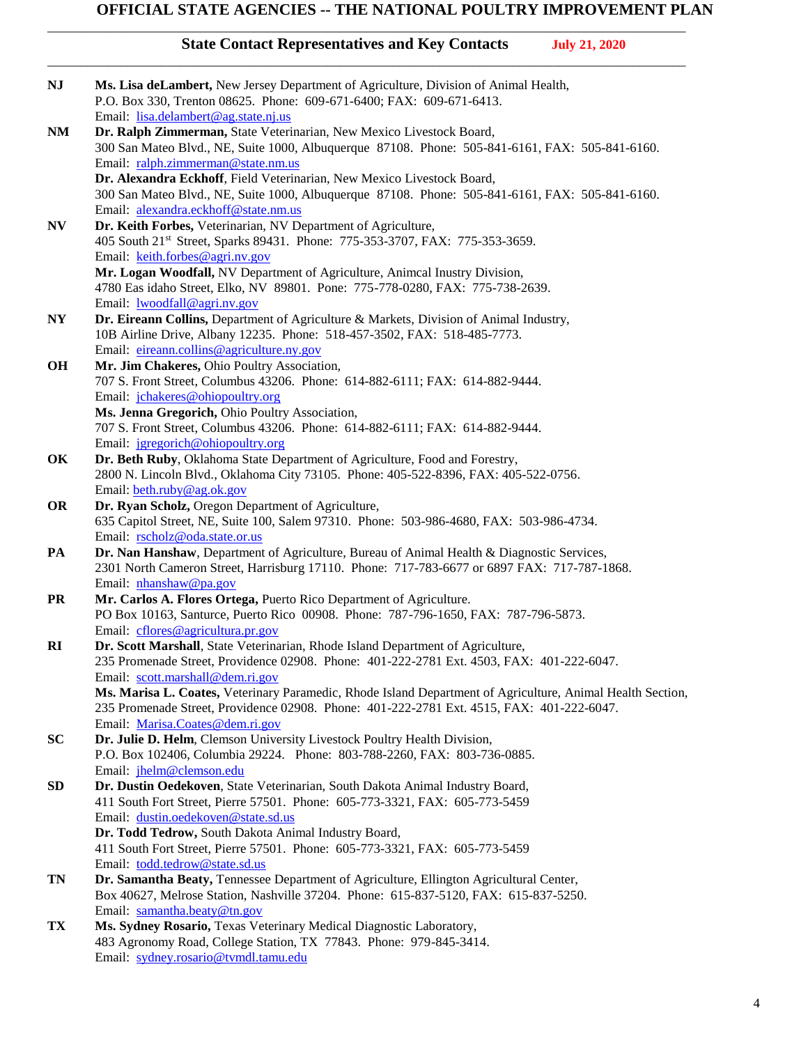# OFFICIAL STATE AGENCIES -- THE NATIONAL POULTRY IMPROVEMENT PLAN

## State Contact Representatives and Key Contacts July 21, 2020

**NJ** **Ms. Lisa deLambert,** New Jersey Department of Agriculture, Division of Animal Health,
P.O. Box 330, Trenton 08625. Phone: 609-671-6400; FAX: 609-671-6413.
Email: lisa.delambert@ag.state.nj.us

**NM** **Dr. Ralph Zimmerman,** State Veterinarian, New Mexico Livestock Board,
300 San Mateo Blvd., NE, Suite 1000, Albuquerque 87108. Phone: 505-841-6161, FAX: 505-841-6160.
Email: ralph.zimmerman@state.nm.us
**Dr. Alexandra Eckhoff**, Field Veterinarian, New Mexico Livestock Board,
300 San Mateo Blvd., NE, Suite 1000, Albuquerque 87108. Phone: 505-841-6161, FAX: 505-841-6160.
Email: alexandra.eckhoff@state.nm.us

**NV** **Dr. Keith Forbes,** Veterinarian, NV Department of Agriculture,
405 South 21st Street, Sparks 89431. Phone: 775-353-3707, FAX: 775-353-3659.
Email: keith.forbes@agri.nv.gov
**Mr. Logan Woodfall,** NV Department of Agriculture, Animcal Inustry Division,
4780 Eas idaho Street, Elko, NV 89801. Pone: 775-778-0280, FAX: 775-738-2639.
Email: lwoodfall@agri.nv.gov

**NY** **Dr. Eireann Collins,** Department of Agriculture & Markets, Division of Animal Industry,
10B Airline Drive, Albany 12235. Phone: 518-457-3502, FAX: 518-485-7773.
Email: eireann.collins@agriculture.ny.gov

**OH** **Mr. Jim Chakeres,** Ohio Poultry Association,
707 S. Front Street, Columbus 43206. Phone: 614-882-6111; FAX: 614-882-9444.
Email: jchakeres@ohiopoultry.org
**Ms. Jenna Gregorich,** Ohio Poultry Association,
707 S. Front Street, Columbus 43206. Phone: 614-882-6111; FAX: 614-882-9444.
Email: jgregorich@ohiopoultry.org

**OK** **Dr. Beth Ruby**, Oklahoma State Department of Agriculture, Food and Forestry,
2800 N. Lincoln Blvd., Oklahoma City 73105. Phone: 405-522-8396, FAX: 405-522-0756.
Email: beth.ruby@ag.ok.gov

**OR** **Dr. Ryan Scholz,** Oregon Department of Agriculture,
635 Capitol Street, NE, Suite 100, Salem 97310. Phone: 503-986-4680, FAX: 503-986-4734.
Email: rscholz@oda.state.or.us

**PA** **Dr. Nan Hanshaw**, Department of Agriculture, Bureau of Animal Health & Diagnostic Services,
2301 North Cameron Street, Harrisburg 17110. Phone: 717-783-6677 or 6897 FAX: 717-787-1868.
Email: nhanshaw@pa.gov

**PR** **Mr. Carlos A. Flores Ortega,** Puerto Rico Department of Agriculture.
PO Box 10163, Santurce, Puerto Rico 00908. Phone: 787-796-1650, FAX: 787-796-5873.
Email: cflores@agricultura.pr.gov

**RI** **Dr. Scott Marshall**, State Veterinarian, Rhode Island Department of Agriculture,
235 Promenade Street, Providence 02908. Phone: 401-222-2781 Ext. 4503, FAX: 401-222-6047.
Email: scott.marshall@dem.ri.gov
**Ms. Marisa L. Coates,** Veterinary Paramedic, Rhode Island Department of Agriculture, Animal Health Section,
235 Promenade Street, Providence 02908. Phone: 401-222-2781 Ext. 4515, FAX: 401-222-6047.
Email: Marisa.Coates@dem.ri.gov

**SC** **Dr. Julie D. Helm**, Clemson University Livestock Poultry Health Division,
P.O. Box 102406, Columbia 29224. Phone: 803-788-2260, FAX: 803-736-0885.
Email: jhelm@clemson.edu

**SD** **Dr. Dustin Oedekoven**, State Veterinarian, South Dakota Animal Industry Board,
411 South Fort Street, Pierre 57501. Phone: 605-773-3321, FAX: 605-773-5459
Email: dustin.oedekoven@state.sd.us
**Dr. Todd Tedrow,** South Dakota Animal Industry Board,
411 South Fort Street, Pierre 57501. Phone: 605-773-3321, FAX: 605-773-5459
Email: todd.tedrow@state.sd.us

**TN** **Dr. Samantha Beaty,** Tennessee Department of Agriculture, Ellington Agricultural Center,
Box 40627, Melrose Station, Nashville 37204. Phone: 615-837-5120, FAX: 615-837-5250.
Email: samantha.beaty@tn.gov

**TX** **Ms. Sydney Rosario,** Texas Veterinary Medical Diagnostic Laboratory,
483 Agronomy Road, College Station, TX 77843. Phone: 979-845-3414.
Email: sydney.rosario@tvmdl.tamu.edu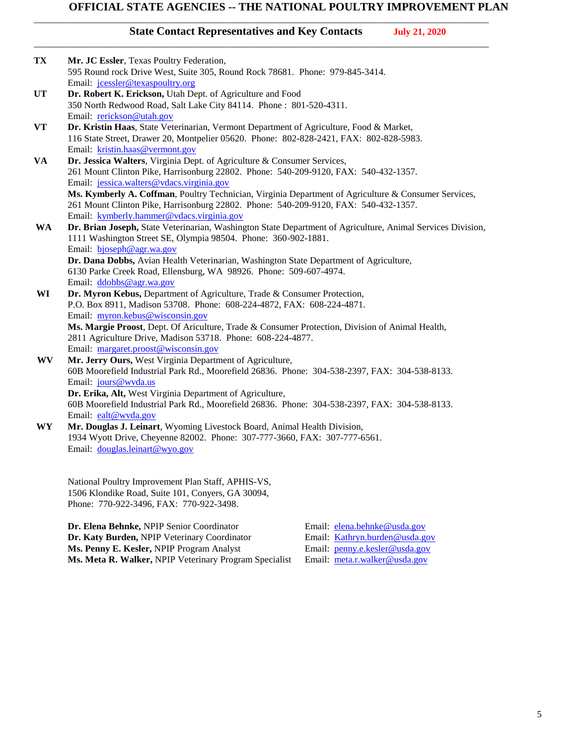# OFFICIAL STATE AGENCIES -- THE NATIONAL POULTRY IMPROVEMENT PLAN

## State Contact Representatives and Key Contacts July 21, 2020

**TX** **Mr. JC Essler**, Texas Poultry Federation,
595 Round rock Drive West, Suite 305, Round Rock 78681. Phone: 979-845-3414.
Email: jcessler@texaspoultry.org

**UT** **Dr. Robert K. Erickson,** Utah Dept. of Agriculture and Food
350 North Redwood Road, Salt Lake City 84114. Phone : 801-520-4311.
Email: rerickson@utah.gov

**VT** **Dr. Kristin Haas**, State Veterinarian, Vermont Department of Agriculture, Food & Market,
116 State Street, Drawer 20, Montpelier 05620. Phone: 802-828-2421, FAX: 802-828-5983.
Email: kristin.haas@vermont.gov

**VA** **Dr. Jessica Walters**, Virginia Dept. of Agriculture & Consumer Services,
261 Mount Clinton Pike, Harrisonburg 22802. Phone: 540-209-9120, FAX: 540-432-1357.
Email: jessica.walters@vdacs.virginia.gov
**Ms. Kymberly A. Coffman**, Poultry Technician, Virginia Department of Agriculture & Consumer Services,
261 Mount Clinton Pike, Harrisonburg 22802. Phone: 540-209-9120, FAX: 540-432-1357.
Email: kymberly.hammer@vdacs.virginia.gov

**WA** **Dr. Brian Joseph,** State Veterinarian, Washington State Department of Agriculture, Animal Services Division,
1111 Washington Street SE, Olympia 98504. Phone: 360-902-1881.
Email: bjoseph@agr.wa.gov
**Dr. Dana Dobbs,** Avian Health Veterinarian, Washington State Department of Agriculture,
6130 Parke Creek Road, Ellensburg, WA 98926. Phone: 509-607-4974.
Email: ddobbs@agr.wa.gov

**WI** **Dr. Myron Kebus,** Department of Agriculture, Trade & Consumer Protection,
P.O. Box 8911, Madison 53708. Phone: 608-224-4872, FAX: 608-224-4871.
Email: myron.kebus@wisconsin.gov
**Ms. Margie Proost**, Dept. Of Ariculture, Trade & Consumer Protection, Division of Animal Health,
2811 Agriculture Drive, Madison 53718. Phone: 608-224-4877.
Email: margaret.proost@wisconsin.gov

**WV** **Mr. Jerry Ours,** West Virginia Department of Agriculture,
60B Moorefield Industrial Park Rd., Moorefield 26836. Phone: 304-538-2397, FAX: 304-538-8133.
Email: jours@wvda.us
**Dr. Erika, Alt,** West Virginia Department of Agriculture,
60B Moorefield Industrial Park Rd., Moorefield 26836. Phone: 304-538-2397, FAX: 304-538-8133.
Email: ealt@wvda.gov

**WY** **Mr. Douglas J. Leinart**, Wyoming Livestock Board, Animal Health Division,
1934 Wyott Drive, Cheyenne 82002. Phone: 307-777-3660, FAX: 307-777-6561.
Email: douglas.leinart@wyo.gov

National Poultry Improvement Plan Staff, APHIS-VS,
1506 Klondike Road, Suite 101, Conyers, GA 30094,
Phone: 770-922-3496, FAX: 770-922-3498.

| | |
|---|---|
| **Dr. Elena Behnke,** NPIP Senior Coordinator | Email: elena.behnke@usda.gov |
| **Dr. Katy Burden,** NPIP Veterinary Coordinator | Email: Kathryn.burden@usda.gov |
| **Ms. Penny E. Kesler,** NPIP Program Analyst | Email: penny.e.kesler@usda.gov |
| **Ms. Meta R. Walker,** NPIP Veterinary Program Specialist | Email: meta.r.walker@usda.gov |